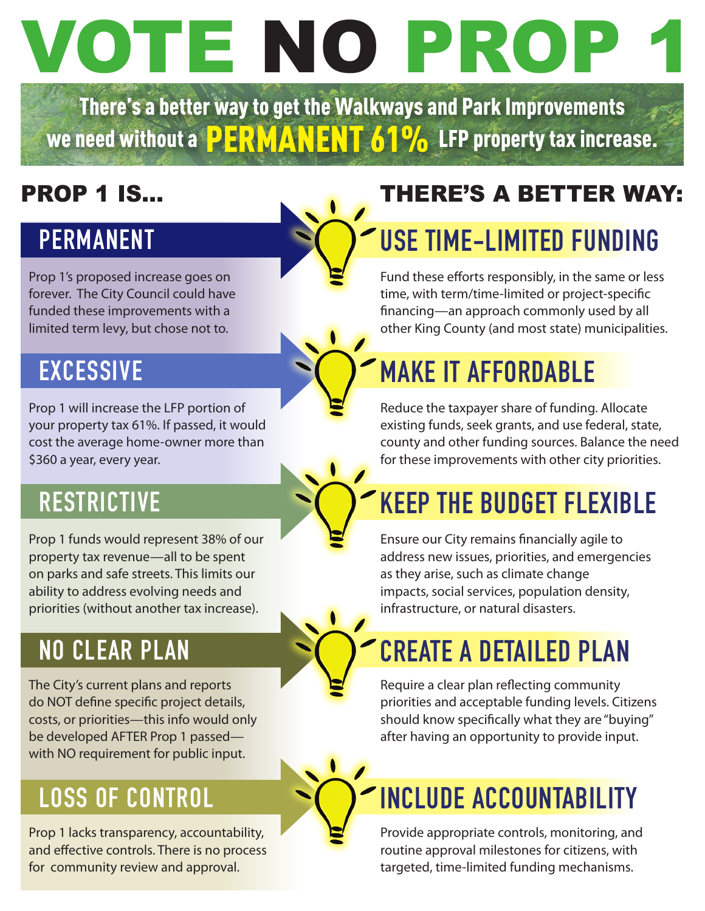# VOTE NO PROP 1

**There's a better way to get the Walkways and Park Improvements we need without a PERMANENT 61% LFP property tax increase.**

## PROP 1 IS...

### PERMANENT

Prop 1's proposed increase goes on forever. The City Council could have funded these improvements with a limited term levy, but chose not to.

### EXCESSIVE

Prop 1 will increase the LFP portion of your property tax 61%. If passed, it would cost the average home-owner more than $360 a year, every year.

### RESTRICTIVE

Prop 1 funds would represent 38% of our property tax revenue—all to be spent on parks and safe streets. This limits our ability to address evolving needs and priorities (without another tax increase).

### NO CLEAR PLAN

The City's current plans and reports do NOT define specific project details, costs, or priorities—this info would only be developed AFTER Prop 1 passed—with NO requirement for public input.

### LOSS OF CONTROL

Prop 1 lacks transparency, accountability, and effective controls. There is no process for community review and approval.

## THERE'S A BETTER WAY:

### USE TIME-LIMITED FUNDING

Fund these efforts responsibly, in the same or less time, with term/time-limited or project-specific financing—an approach commonly used by all other King County (and most state) municipalities.

### MAKE IT AFFORDABLE

Reduce the taxpayer share of funding. Allocate existing funds, seek grants, and use federal, state, county and other funding sources. Balance the need for these improvements with other city priorities.

### KEEP THE BUDGET FLEXIBLE

Ensure our City remains financially agile to address new issues, priorities, and emergencies as they arise, such as climate change impacts, social services, population density, infrastructure, or natural disasters.

### CREATE A DETAILED PLAN

Require a clear plan reflecting community priorities and acceptable funding levels. Citizens should know specifically what they are "buying" after having an opportunity to provide input.

### INCLUDE ACCOUNTABILITY

Provide appropriate controls, monitoring, and routine approval milestones for citizens, with targeted, time-limited funding mechanisms.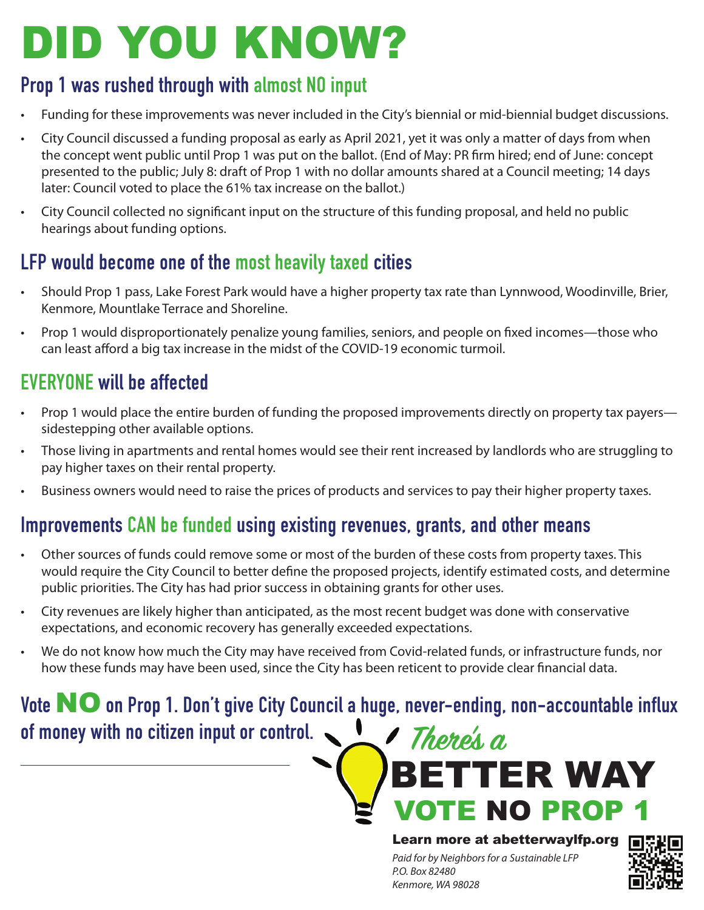# DID YOU KNOW?

## Prop 1 was rushed through with almost NO input

- Funding for these improvements was never included in the City's biennial or mid-biennial budget discussions.
- City Council discussed a funding proposal as early as April 2021, yet it was only a matter of days from when the concept went public until Prop 1 was put on the ballot. (End of May: PR firm hired; end of June: concept presented to the public; July 8: draft of Prop 1 with no dollar amounts shared at a Council meeting; 14 days later: Council voted to place the 61% tax increase on the ballot.)
- City Council collected no significant input on the structure of this funding proposal, and held no public hearings about funding options.

## LFP would become one of the most heavily taxed cities

- Should Prop 1 pass, Lake Forest Park would have a higher property tax rate than Lynnwood, Woodinville, Brier, Kenmore, Mountlake Terrace and Shoreline.
- Prop 1 would disproportionately penalize young families, seniors, and people on fixed incomes—those who can least afford a big tax increase in the midst of the COVID-19 economic turmoil.

## EVERYONE will be affected

- Prop 1 would place the entire burden of funding the proposed improvements directly on property tax payers—sidestepping other available options.
- Those living in apartments and rental homes would see their rent increased by landlords who are struggling to pay higher taxes on their rental property.
- Business owners would need to raise the prices of products and services to pay their higher property taxes.

## Improvements CAN be funded using existing revenues, grants, and other means

- Other sources of funds could remove some or most of the burden of these costs from property taxes. This would require the City Council to better define the proposed projects, identify estimated costs, and determine public priorities. The City has had prior success in obtaining grants for other uses.
- City revenues are likely higher than anticipated, as the most recent budget was done with conservative expectations, and economic recovery has generally exceeded expectations.
- We do not know how much the City may have received from Covid-related funds, or infrastructure funds, nor how these funds may have been used, since the City has been reticent to provide clear financial data.

**Vote NO on Prop 1. Don't give City Council a huge, never-ending, non-accountable influx of money with no citizen input or control.**

*There's a*
**BETTER WAY**
**VOTE NO PROP 1**

**Learn more at abetterwaylfp.org**

*Paid for by Neighbors for a Sustainable LFP*
*P.O. Box 82480*
*Kenmore, WA 98028*